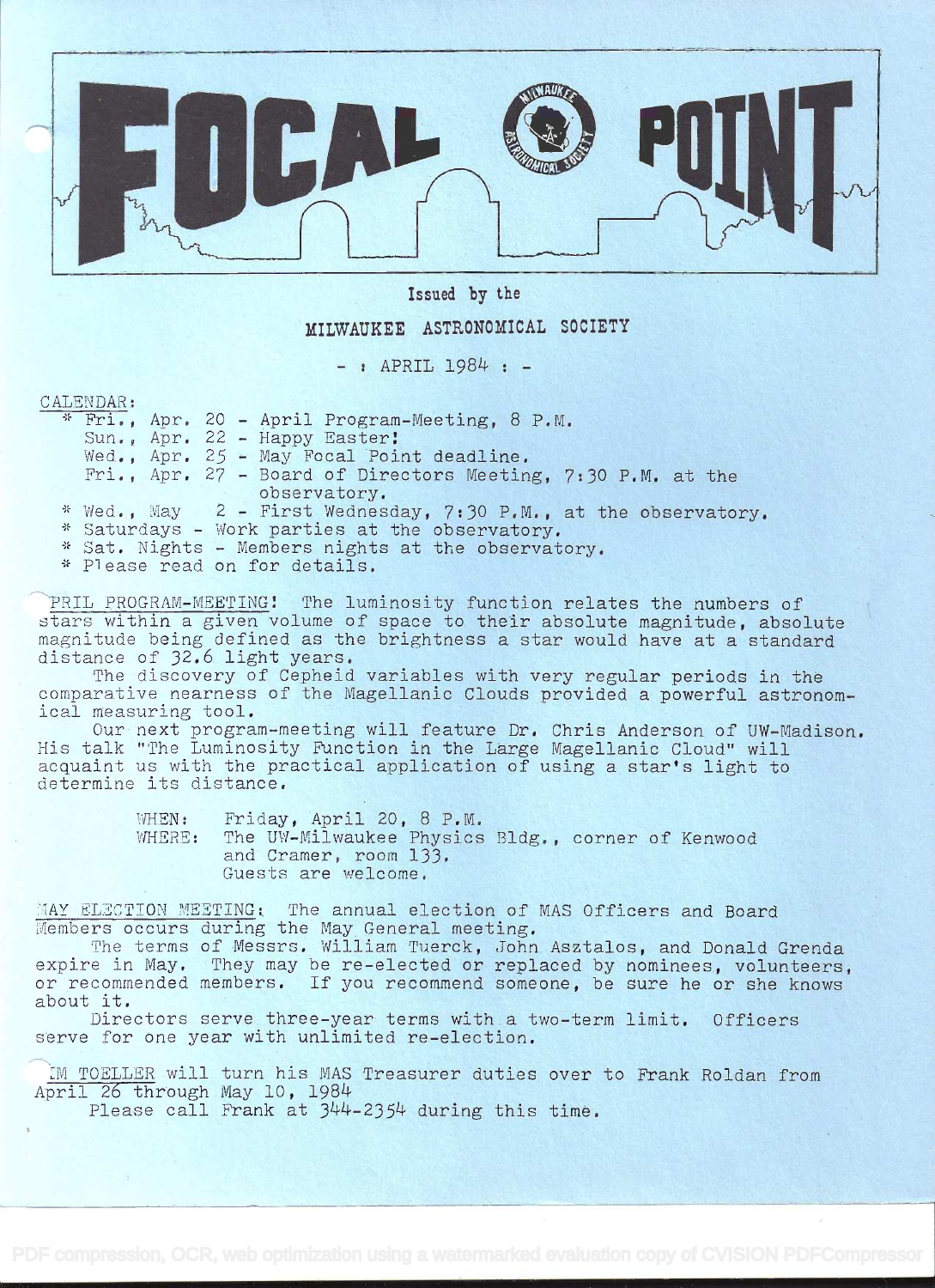# FOCAL POINT

Issued by the

MILWAUKEE ASTRONOMICAL SOCIETY

- : APRIL 1984 : -

CALENDAR:

- \* Fri., Apr. 20 - April Program-Meeting, 8 P.M.
- Sun., Apr. 22 - Happy Easter!
- Wed., Apr. 25 - May Focal Point deadline.
- Fri., Apr. 27 - Board of Directors Meeting, 7:30 P.M. at the observatory.
- \* Wed., May 2 - First Wednesday, 7:30 P.M., at the observatory.
- \* Saturdays - Work parties at the observatory.
- \* Sat. Nights - Members nights at the observatory.
- \* Please read on for details.

APRIL PROGRAM-MEETING! The luminosity function relates the numbers of stars within a given volume of space to their absolute magnitude, absolute magnitude being defined as the brightness a star would have at a standard distance of 32.6 light years.

The discovery of Cepheid variables with very regular periods in the comparative nearness of the Magellanic Clouds provided a powerful astronomical measuring tool.

Our next program-meeting will feature Dr. Chris Anderson of UW-Madison. His talk "The Luminosity Function in the Large Magellanic Cloud" will acquaint us with the practical application of using a star's light to determine its distance.

WHEN: Friday, April 20, 8 P.M.
WHERE: The UW-Milwaukee Physics Bldg., corner of Kenwood and Cramer, room 133.
Guests are welcome.

MAY ELECTION MEETING: The annual election of MAS Officers and Board Members occurs during the May General meeting.

The terms of Messrs. William Tuerck, John Asztalos, and Donald Grenda expire in May. They may be re-elected or replaced by nominees, volunteers, or recommended members. If you recommend someone, be sure he or she knows about it.

Directors serve three-year terms with a two-term limit. Officers serve for one year with unlimited re-election.

JIM TOELLER will turn his MAS Treasurer duties over to Frank Roldan from April 26 through May 10, 1984

Please call Frank at 344-2354 during this time.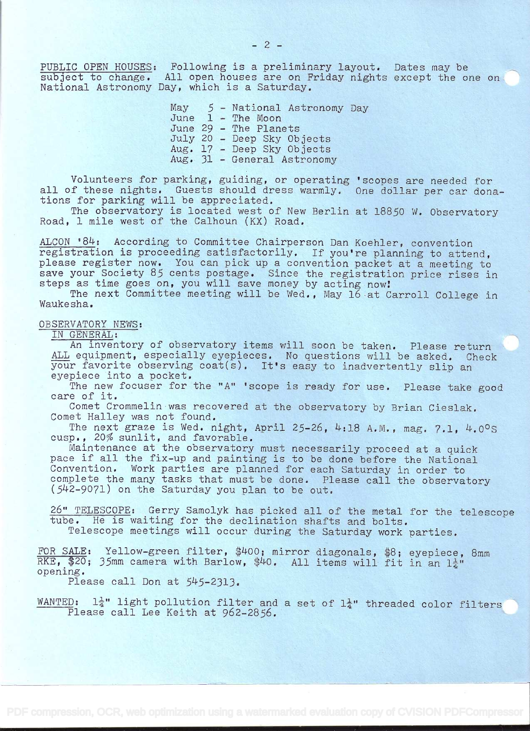PUBLIC OPEN HOUSES: Following is a preliminary layout. Dates may be subject to change. All open houses are on Friday nights except the one on National Astronomy Day, which is a Saturday.

- May 5 - National Astronomy Day
- June 1 - The Moon
- June 29 - The Planets
- July 20 - Deep Sky Objects
- Aug. 17 - Deep Sky Objects
- Aug. 31 - General Astronomy

Volunteers for parking, guiding, or operating 'scopes are needed for all of these nights. Guests should dress warmly. One dollar per car donations for parking will be appreciated.

The observatory is located west of New Berlin at 18850 W. Observatory Road, 1 mile west of the Calhoun (KX) Road.

ALCON '84: According to Committee Chairperson Dan Koehler, convention registration is proceeding satisfactorily. If you're planning to attend, please register now. You can pick up a convention packet at a meeting to save your Society 85 cents postage. Since the registration price rises in steps as time goes on, you will save money by acting now!

The next Committee meeting will be Wed., May 16 at Carroll College in Waukesha.

OBSERVATORY NEWS:

IN GENERAL:

An inventory of observatory items will soon be taken. Please return ALL equipment, especially eyepieces. No questions will be asked. Check your favorite observing coat(s). It's easy to inadvertently slip an eyepiece into a pocket.

The new focuser for the "A" 'scope is ready for use. Please take good care of it.

Comet Crommelin was recovered at the observatory by Brian Cieslak. Comet Halley was not found.

The next graze is Wed. night, April 25-26, 4:18 A.M., mag. 7.1, 4.0°S cusp., 20% sunlit, and favorable.

Maintenance at the observatory must necessarily proceed at a quick pace if all the fix-up and painting is to be done before the National Convention. Work parties are planned for each Saturday in order to complete the many tasks that must be done. Please call the observatory (542-9071) on the Saturday you plan to be out.

26" TELESCOPE: Gerry Samolyk has picked all of the metal for the telescope tube. He is waiting for the declination shafts and bolts.

Telescope meetings will occur during the Saturday work parties.

FOR SALE: Yellow-green filter, $400; mirror diagonals, $8; eyepiece, 8mm RKE, $20; 35mm camera with Barlow, $40. All items will fit in an 1¼" opening.

Please call Don at 545-2313.

WANTED: 1¼" light pollution filter and a set of 1¼" threaded color filters. Please call Lee Keith at 962-2856.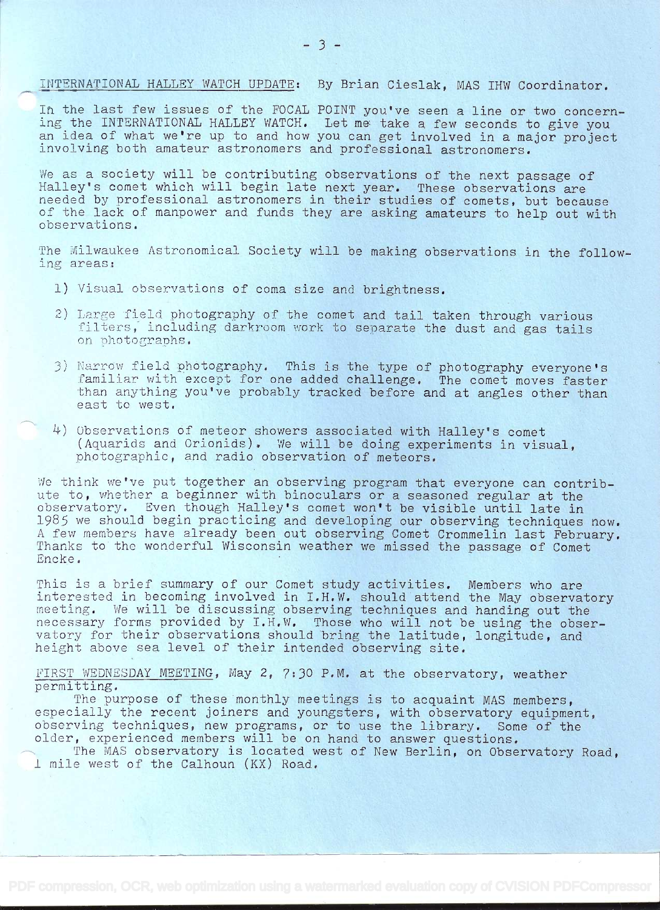INTERNATIONAL HALLEY WATCH UPDATE: By Brian Cieslak, MAS IHW Coordinator.

In the last few issues of the FOCAL POINT you've seen a line or two concerning the INTERNATIONAL HALLEY WATCH. Let me take a few seconds to give you an idea of what we're up to and how you can get involved in a major project involving both amateur astronomers and professional astronomers.

We as a society will be contributing observations of the next passage of Halley's comet which will begin late next year. These observations are needed by professional astronomers in their studies of comets, but because of the lack of manpower and funds they are asking amateurs to help out with observations.

The Milwaukee Astronomical Society will be making observations in the following areas:

1) Visual observations of coma size and brightness.

2) Large field photography of the comet and tail taken through various filters, including darkroom work to separate the dust and gas tails on photographs.

3) Narrow field photography. This is the type of photography everyone's familiar with except for one added challenge. The comet moves faster than anything you've probably tracked before and at angles other than east to west.

4) Observations of meteor showers associated with Halley's comet (Aquarids and Orionids). We will be doing experiments in visual, photographic, and radio observation of meteors.

We think we've put together an observing program that everyone can contribute to, whether a beginner with binoculars or a seasoned regular at the observatory. Even though Halley's comet won't be visible until late in 1985 we should begin practicing and developing our observing techniques now. A few members have already been out observing Comet Crommelin last February. Thanks to the wonderful Wisconsin weather we missed the passage of Comet Encke.

This is a brief summary of our Comet study activities. Members who are interested in becoming involved in I.H.W. should attend the May observatory meeting. We will be discussing observing techniques and handing out the necessary forms provided by I.H.W. Those who will not be using the observatory for their observations should bring the latitude, longitude, and height above sea level of their intended observing site.

FIRST WEDNESDAY MEETING, May 2, 7:30 P.M. at the observatory, weather permitting.

The purpose of these monthly meetings is to acquaint MAS members, especially the recent joiners and youngsters, with observatory equipment, observing techniques, new programs, or to use the library. Some of the older, experienced members will be on hand to answer questions.

The MAS observatory is located west of New Berlin, on Observatory Road, 1 mile west of the Calhoun (KX) Road.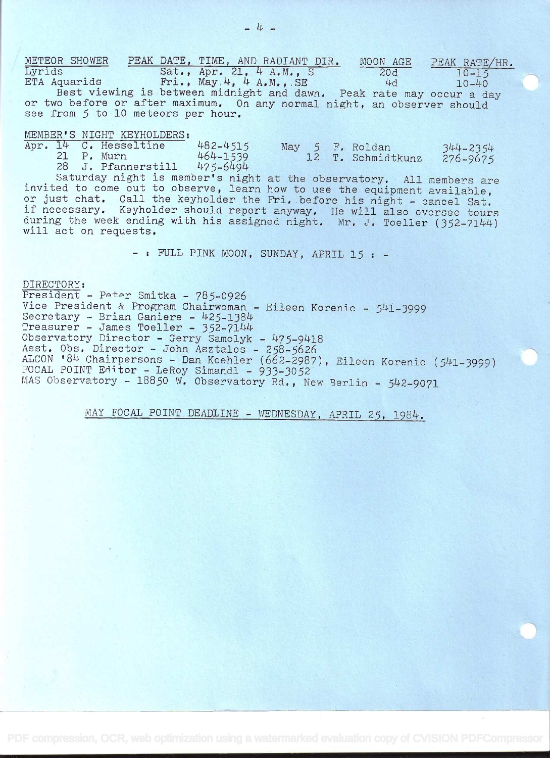| METEOR SHOWER | PEAK DATE, TIME, AND RADIANT DIR. | MOON AGE | PEAK RATE/HR. |
|---|---|---|---|
| Lyrids | Sat., Apr. 21, 4 A.M., S | 20d | 10-15 |
| ETA Aquarids | Fri., May 4, 4 A.M., SE | 4d | 10-40 |

Best viewing is between midnight and dawn. Peak rate may occur a day or two before or after maximum. On any normal night, an observer should see from 5 to 10 meteors per hour.

MEMBER'S NIGHT KEYHOLDERS:

| | | | | | |
|---|---|---|---|---|---|
| Apr. 14 | C. Hesseltine | 482-4515 | May 5 | F. Roldan | 344-2354 |
| 21 | P. Murn | 464-1539 | 12 | T. Schmidtkunz | 276-9675 |
| 28 | J. Pfannerstill | 475-6494 | | | |

Saturday night is member's night at the observatory. All members are invited to come out to observe, learn how to use the equipment available, or just chat. Call the keyholder the Fri. before his night - cancel Sat. if necessary. Keyholder should report anyway. He will also oversee tours during the week ending with his assigned night. Mr. J. Toeller (352-7144) will act on requests.

- : FULL PINK MOON, SUNDAY, APRIL 15 : -

DIRECTORY:

President - Peter Smitka - 785-0926
Vice President & Program Chairwoman - Eileen Korenic - 541-3999
Secretary - Brian Ganiere - 425-1384
Treasurer - James Toeller - 352-7144
Observatory Director - Gerry Samolyk - 475-9418
Asst. Obs. Director - John Asztalos - 258-5626
ALCON '84 Chairpersons - Dan Koehler (662-2987), Eileen Korenic (541-3999)
FOCAL POINT Editor - LeRoy Simandl - 933-3052
MAS Observatory - 18850 W. Observatory Rd., New Berlin - 542-9071

MAY FOCAL POINT DEADLINE - WEDNESDAY, APRIL 25, 1984.